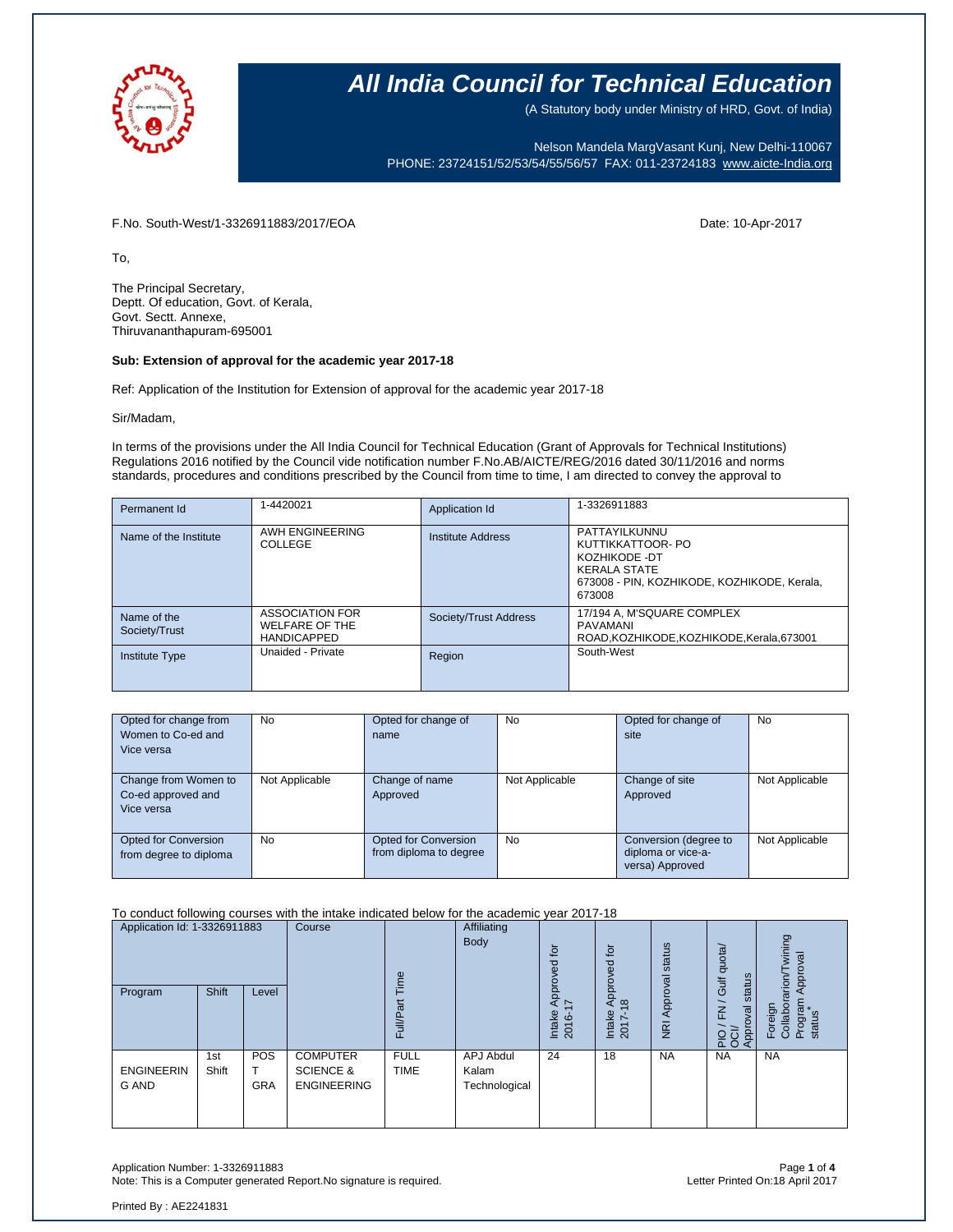# All India Council for Technical Education

(A Statutory body under Ministry of HRD, Govt. of India)

Nelson Mandela MargVasant Kunj, New Delhi-110067
PHONE: 23724151/52/53/54/55/56/57 FAX: 011-23724183 www.aicte-India.org

F.No. South-West/1-3326911883/2017/EOA

Date: 10-Apr-2017

To,

The Principal Secretary,
Deptt. Of education, Govt. of Kerala,
Govt. Sectt. Annexe,
Thiruvananthapuram-695001

**Sub: Extension of approval for the academic year 2017-18**

Ref: Application of the Institution for Extension of approval for the academic year 2017-18

Sir/Madam,

In terms of the provisions under the All India Council for Technical Education (Grant of Approvals for Technical Institutions) Regulations 2016 notified by the Council vide notification number F.No.AB/AICTE/REG/2016 dated 30/11/2016 and norms standards, procedures and conditions prescribed by the Council from time to time, I am directed to convey the approval to

| Permanent Id | 1-4420021 | Application Id | 1-3326911883 |
|---|---|---|---|
| Name of the Institute | AWH ENGINEERING COLLEGE | Institute Address | PATTAYILKUNNU KUTTIKKATTOOR- PO KOZHIKODE -DT KERALA STATE 673008 - PIN, KOZHIKODE, KOZHIKODE, Kerala, 673008 |
| Name of the Society/Trust | ASSOCIATION FOR WELFARE OF THE HANDICAPPED | Society/Trust Address | 17/194 A, M'SQUARE COMPLEX PAVAMANI ROAD,KOZHIKODE,KOZHIKODE,Kerala,673001 |
| Institute Type | Unaided - Private | Region | South-West |

| Opted for change from Women to Co-ed and Vice versa | No | Opted for change of name | No | Opted for change of site | No |
|---|---|---|---|---|---|
| Change from Women to Co-ed approved and Vice versa | Not Applicable | Change of name Approved | Not Applicable | Change of site Approved | Not Applicable |
| Opted for Conversion from degree to diploma | No | Opted for Conversion from diploma to degree | No | Conversion (degree to diploma or vice-a-versa) Approved | Not Applicable |

To conduct following courses with the intake indicated below for the academic year 2017-18

| Program | Shift | Level | Course | Full/Part Time | Affiliating Body | Intake Approved for 2016-17 | Intake Approved for 2017-18 | NRI Approval status | PIO / FN / Gulf quota/ OCI/ Approval status | Foreign Collaborarion/Twining Program Approval status* |
|---|---|---|---|---|---|---|---|---|---|---|
| ENGINEERING AND | 1st Shift | POST GRA | COMPUTER SCIENCE & ENGINEERING | FULL TIME | APJ Abdul Kalam Technological | 24 | 18 | NA | NA | NA |

Application Number: 1-3326911883
Note: This is a Computer generated Report.No signature is required.

Letter Printed On:18 April 2017

Printed By : AE2241831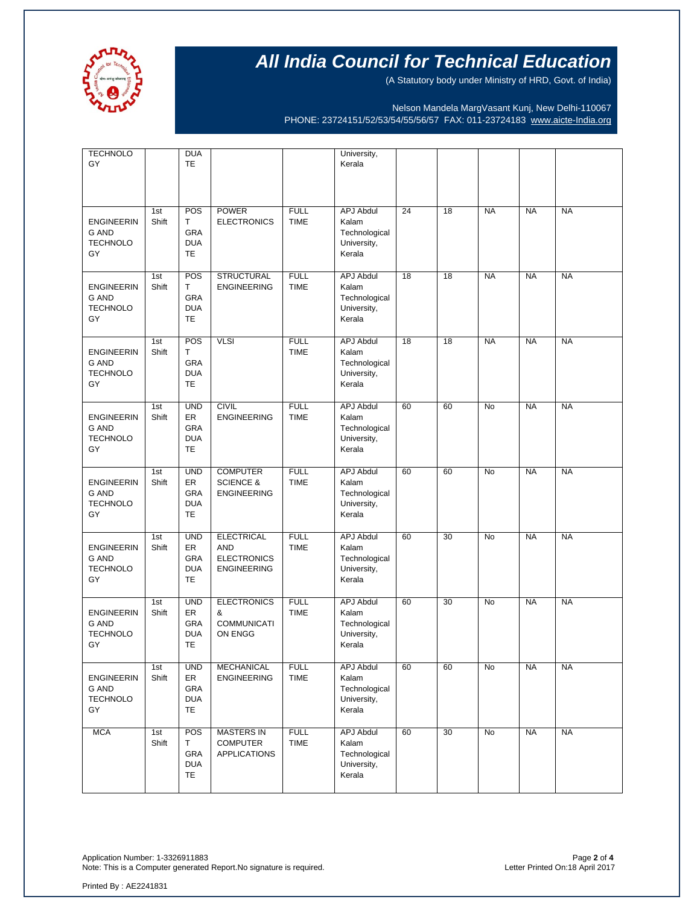# All India Council for Technical Education

(A Statutory body under Ministry of HRD, Govt. of India)

Nelson Mandela MargVasant Kunj, New Delhi-110067
PHONE: 23724151/52/53/54/55/56/57 FAX: 011-23724183 www.aicte-India.org

| | | | | | | | | | | |
|---|---|---|---|---|---|---|---|---|---|---|
| TECHNOLOGY | | DUATE | | | University, Kerala | | | | | |
| ENGINEERING AND TECHNOLOGY | 1st Shift | POST GRADUATE | POWER ELECTRONICS | FULL TIME | APJ Abdul Kalam Technological University, Kerala | 24 | 18 | NA | NA | NA |
| ENGINEERING AND TECHNOLOGY | 1st Shift | POST GRADUATE | STRUCTURAL ENGINEERING | FULL TIME | APJ Abdul Kalam Technological University, Kerala | 18 | 18 | NA | NA | NA |
| ENGINEERING AND TECHNOLOGY | 1st Shift | POST GRADUATE | VLSI | FULL TIME | APJ Abdul Kalam Technological University, Kerala | 18 | 18 | NA | NA | NA |
| ENGINEERING AND TECHNOLOGY | 1st Shift | UNDER GRADUATE | CIVIL ENGINEERING | FULL TIME | APJ Abdul Kalam Technological University, Kerala | 60 | 60 | No | NA | NA |
| ENGINEERING AND TECHNOLOGY | 1st Shift | UNDER GRADUATE | COMPUTER SCIENCE & ENGINEERING | FULL TIME | APJ Abdul Kalam Technological University, Kerala | 60 | 60 | No | NA | NA |
| ENGINEERING AND TECHNOLOGY | 1st Shift | UNDER GRADUATE | ELECTRICAL AND ELECTRONICS ENGINEERING | FULL TIME | APJ Abdul Kalam Technological University, Kerala | 60 | 30 | No | NA | NA |
| ENGINEERING AND TECHNOLOGY | 1st Shift | UNDER GRADUATE | ELECTRONICS & COMMUNICATION ENGG | FULL TIME | APJ Abdul Kalam Technological University, Kerala | 60 | 30 | No | NA | NA |
| ENGINEERING AND TECHNOLOGY | 1st Shift | UNDER GRADUATE | MECHANICAL ENGINEERING | FULL TIME | APJ Abdul Kalam Technological University, Kerala | 60 | 60 | No | NA | NA |
| MCA | 1st Shift | POST GRADUATE | MASTERS IN COMPUTER APPLICATIONS | FULL TIME | APJ Abdul Kalam Technological University, Kerala | 60 | 30 | No | NA | NA |

Application Number: 1-3326911883
Note: This is a Computer generated Report.No signature is required.

Letter Printed On:18 April 2017

Printed By : AE2241831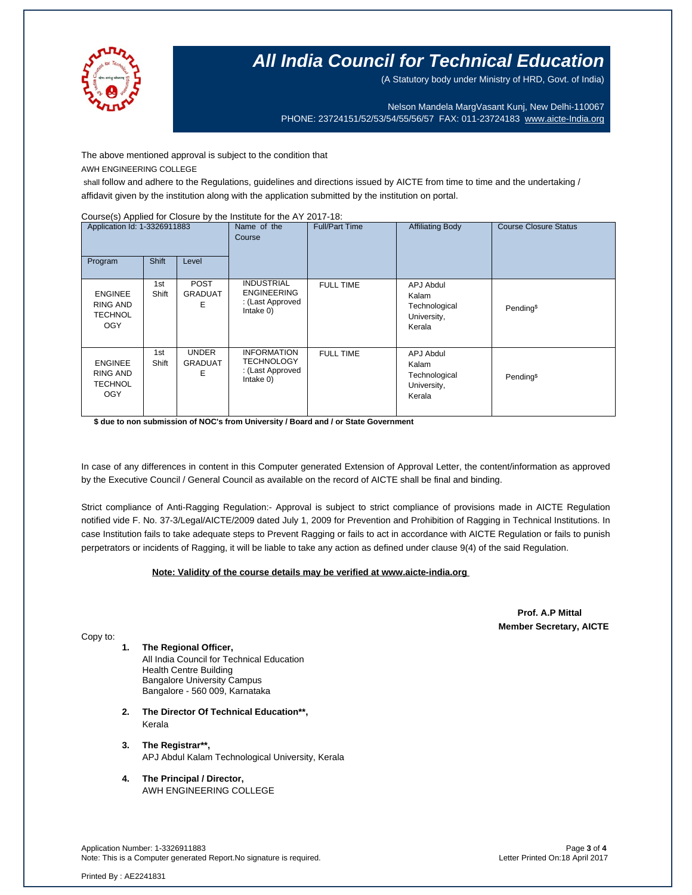# All India Council for Technical Education

(A Statutory body under Ministry of HRD, Govt. of India)

Nelson Mandela MargVasant Kunj, New Delhi-110067
PHONE: 23724151/52/53/54/55/56/57 FAX: 011-23724183 www.aicte-India.org

The above mentioned approval is subject to the condition that

AWH ENGINEERING COLLEGE

shall follow and adhere to the Regulations, guidelines and directions issued by AICTE from time to time and the undertaking / affidavit given by the institution along with the application submitted by the institution on portal.

Course(s) Applied for Closure by the Institute for the AY 2017-18:

| Application Id: 1-3326911883 | | | Name of the Course | Full/Part Time | Affiliating Body | Course Closure Status |
|---|---|---|---|---|---|---|
| Program | Shift | Level | | | | |
| ENGINEERING AND TECHNOLOGY | 1st Shift | POST GRADUATE | INDUSTRIAL ENGINEERING : (Last Approved Intake 0) | FULL TIME | APJ Abdul Kalam Technological University, Kerala | Pending$ |
| ENGINEERING AND TECHNOLOGY | 1st Shift | UNDER GRADUATE | INFORMATION TECHNOLOGY : (Last Approved Intake 0) | FULL TIME | APJ Abdul Kalam Technological University, Kerala | Pending$ |

**$ due to non submission of NOC's from University / Board and / or State Government**

In case of any differences in content in this Computer generated Extension of Approval Letter, the content/information as approved by the Executive Council / General Council as available on the record of AICTE shall be final and binding.

Strict compliance of Anti-Ragging Regulation:- Approval is subject to strict compliance of provisions made in AICTE Regulation notified vide F. No. 37-3/Legal/AICTE/2009 dated July 1, 2009 for Prevention and Prohibition of Ragging in Technical Institutions. In case Institution fails to take adequate steps to Prevent Ragging or fails to act in accordance with AICTE Regulation or fails to punish perpetrators or incidents of Ragging, it will be liable to take any action as defined under clause 9(4) of the said Regulation.

**Note: Validity of the course details may be verified at www.aicte-india.org**

**Prof. A.P Mittal**
**Member Secretary, AICTE**

Copy to:

1. **The Regional Officer,**
   All India Council for Technical Education
   Health Centre Building
   Bangalore University Campus
   Bangalore - 560 009, Karnataka

2. **The Director Of Technical Education\*\*,**
   Kerala

3. **The Registrar\*\*,**
   APJ Abdul Kalam Technological University, Kerala

4. **The Principal / Director,**
   AWH ENGINEERING COLLEGE

Application Number: 1-3326911883
Note: This is a Computer generated Report.No signature is required.

Letter Printed On:18 April 2017

Printed By : AE2241831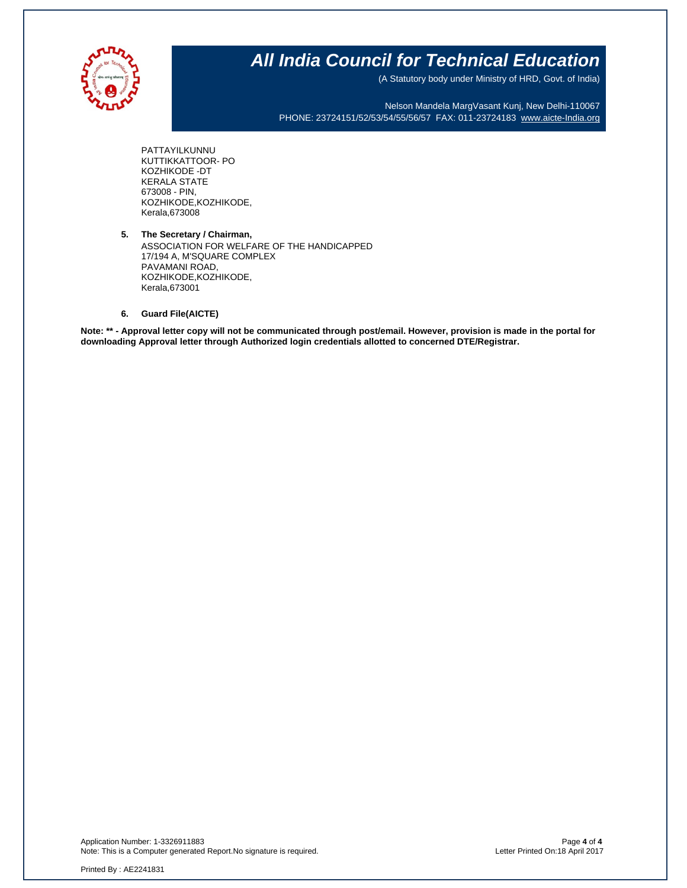PATTAYILKUNNU
KUTTIKKATTOOR- PO
KOZHIKODE -DT
KERALA STATE
673008 - PIN,
KOZHIKODE,KOZHIKODE,
Kerala,673008

5. **The Secretary / Chairman,**
   ASSOCIATION FOR WELFARE OF THE HANDICAPPED
   17/194 A, M'SQUARE COMPLEX
   PAVAMANI ROAD,
   KOZHIKODE,KOZHIKODE,
   Kerala,673001

6. **Guard File(AICTE)**

**Note: ** - Approval letter copy will not be communicated through post/email. However, provision is made in the portal for downloading Approval letter through Authorized login credentials allotted to concerned DTE/Registrar.**

Application Number: 1-3326911883
Note: This is a Computer generated Report.No signature is required.

Letter Printed On:18 April 2017

Printed By : AE2241831